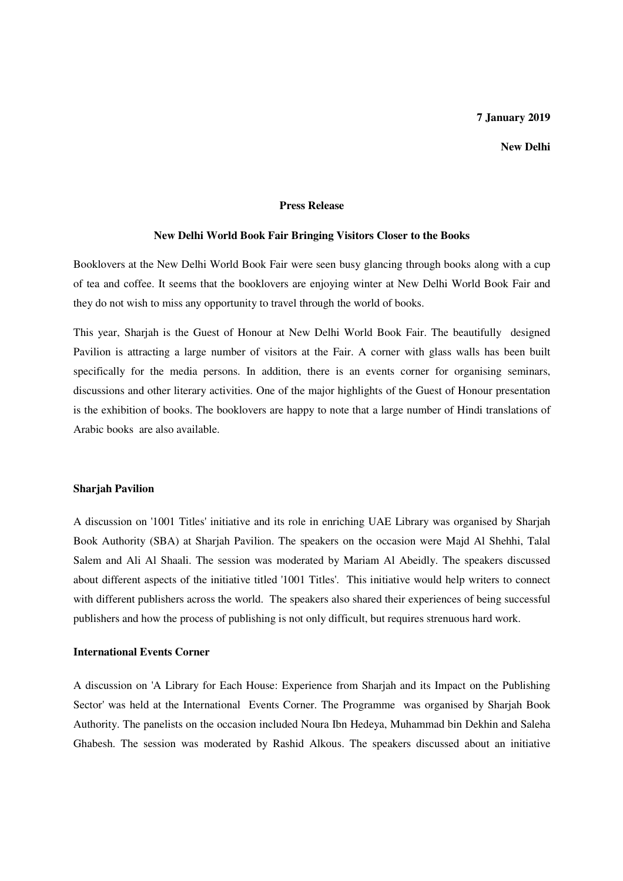**7 January 2019**

**New Delhi**

**Press Release**

**New Delhi World Book Fair Bringing Visitors Closer to the Books**

Booklovers at the New Delhi World Book Fair were seen busy glancing through books along with a cup of tea and coffee. It seems that the booklovers are enjoying winter at New Delhi World Book Fair and they do not wish to miss any opportunity to travel through the world of books.

This year, Sharjah is the Guest of Honour at New Delhi World Book Fair. The beautifully designed Pavilion is attracting a large number of visitors at the Fair. A corner with glass walls has been built specifically for the media persons. In addition, there is an events corner for organising seminars, discussions and other literary activities. One of the major highlights of the Guest of Honour presentation is the exhibition of books. The booklovers are happy to note that a large number of Hindi translations of Arabic books are also available.

**Sharjah Pavilion**

A discussion on '1001 Titles' initiative and its role in enriching UAE Library was organised by Sharjah Book Authority (SBA) at Sharjah Pavilion. The speakers on the occasion were Majd Al Shehhi, Talal Salem and Ali Al Shaali. The session was moderated by Mariam Al Abeidly. The speakers discussed about different aspects of the initiative titled '1001 Titles'. This initiative would help writers to connect with different publishers across the world. The speakers also shared their experiences of being successful publishers and how the process of publishing is not only difficult, but requires strenuous hard work.

**International Events Corner**

A discussion on 'A Library for Each House: Experience from Sharjah and its Impact on the Publishing Sector' was held at the International Events Corner. The Programme was organised by Sharjah Book Authority. The panelists on the occasion included Noura Ibn Hedeya, Muhammad bin Dekhin and Saleha Ghabesh. The session was moderated by Rashid Alkous. The speakers discussed about an initiative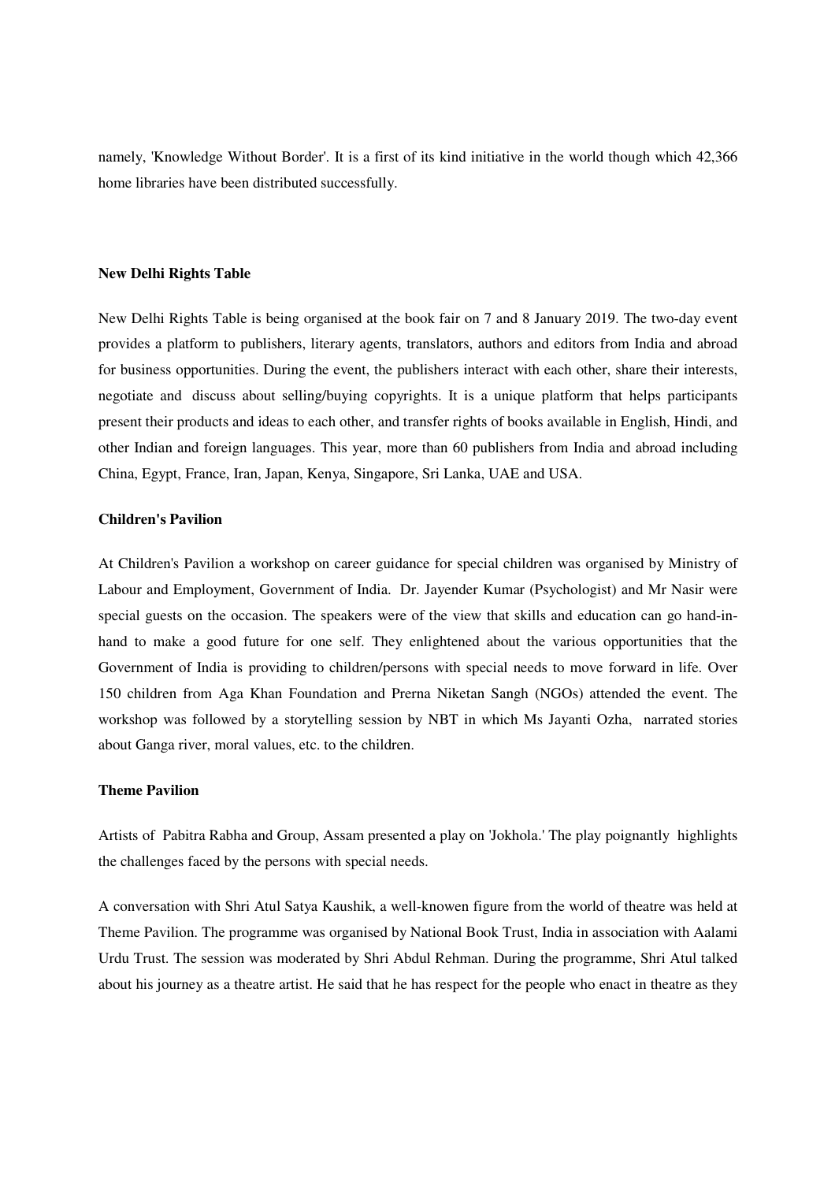namely, 'Knowledge Without Border'. It is a first of its kind initiative in the world though which 42,366 home libraries have been distributed successfully.

**New Delhi Rights Table**

New Delhi Rights Table is being organised at the book fair on 7 and 8 January 2019. The two-day event provides a platform to publishers, literary agents, translators, authors and editors from India and abroad for business opportunities. During the event, the publishers interact with each other, share their interests, negotiate and discuss about selling/buying copyrights. It is a unique platform that helps participants present their products and ideas to each other, and transfer rights of books available in English, Hindi, and other Indian and foreign languages. This year, more than 60 publishers from India and abroad including China, Egypt, France, Iran, Japan, Kenya, Singapore, Sri Lanka, UAE and USA.

**Children's Pavilion**

At Children's Pavilion a workshop on career guidance for special children was organised by Ministry of Labour and Employment, Government of India. Dr. Jayender Kumar (Psychologist) and Mr Nasir were special guests on the occasion. The speakers were of the view that skills and education can go hand-in-hand to make a good future for one self. They enlightened about the various opportunities that the Government of India is providing to children/persons with special needs to move forward in life. Over 150 children from Aga Khan Foundation and Prerna Niketan Sangh (NGOs) attended the event. The workshop was followed by a storytelling session by NBT in which Ms Jayanti Ozha, narrated stories about Ganga river, moral values, etc. to the children.

**Theme Pavilion**

Artists of Pabitra Rabha and Group, Assam presented a play on 'Jokhola.' The play poignantly highlights the challenges faced by the persons with special needs.

A conversation with Shri Atul Satya Kaushik, a well-knowen figure from the world of theatre was held at Theme Pavilion. The programme was organised by National Book Trust, India in association with Aalami Urdu Trust. The session was moderated by Shri Abdul Rehman. During the programme, Shri Atul talked about his journey as a theatre artist. He said that he has respect for the people who enact in theatre as they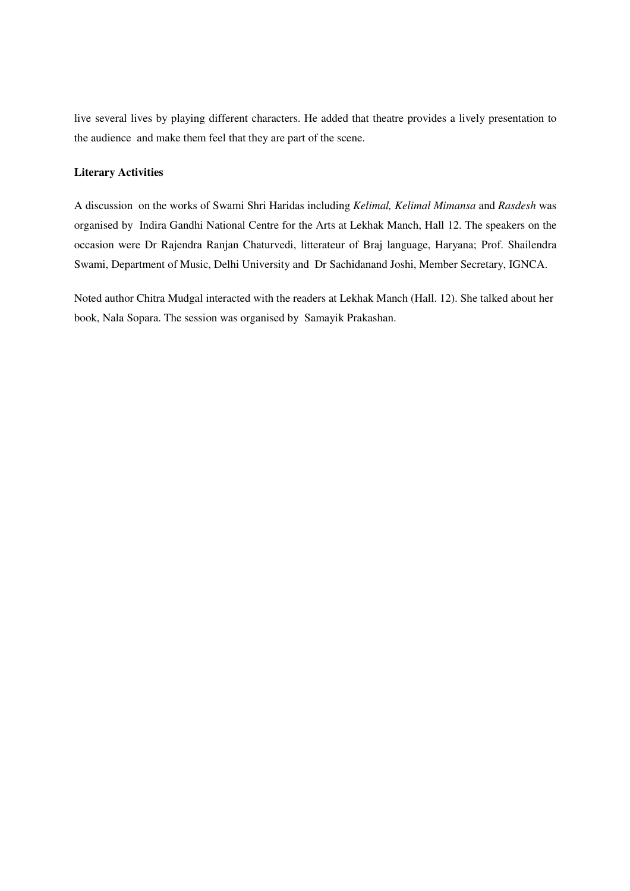live several lives by playing different characters. He added that theatre provides a lively presentation to the audience and make them feel that they are part of the scene.

**Literary Activities**

A discussion on the works of Swami Shri Haridas including *Kelimal, Kelimal Mimansa* and *Rasdesh* was organised by Indira Gandhi National Centre for the Arts at Lekhak Manch, Hall 12. The speakers on the occasion were Dr Rajendra Ranjan Chaturvedi, litterateur of Braj language, Haryana; Prof. Shailendra Swami, Department of Music, Delhi University and Dr Sachidanand Joshi, Member Secretary, IGNCA.

Noted author Chitra Mudgal interacted with the readers at Lekhak Manch (Hall. 12). She talked about her book, Nala Sopara. The session was organised by Samayik Prakashan.